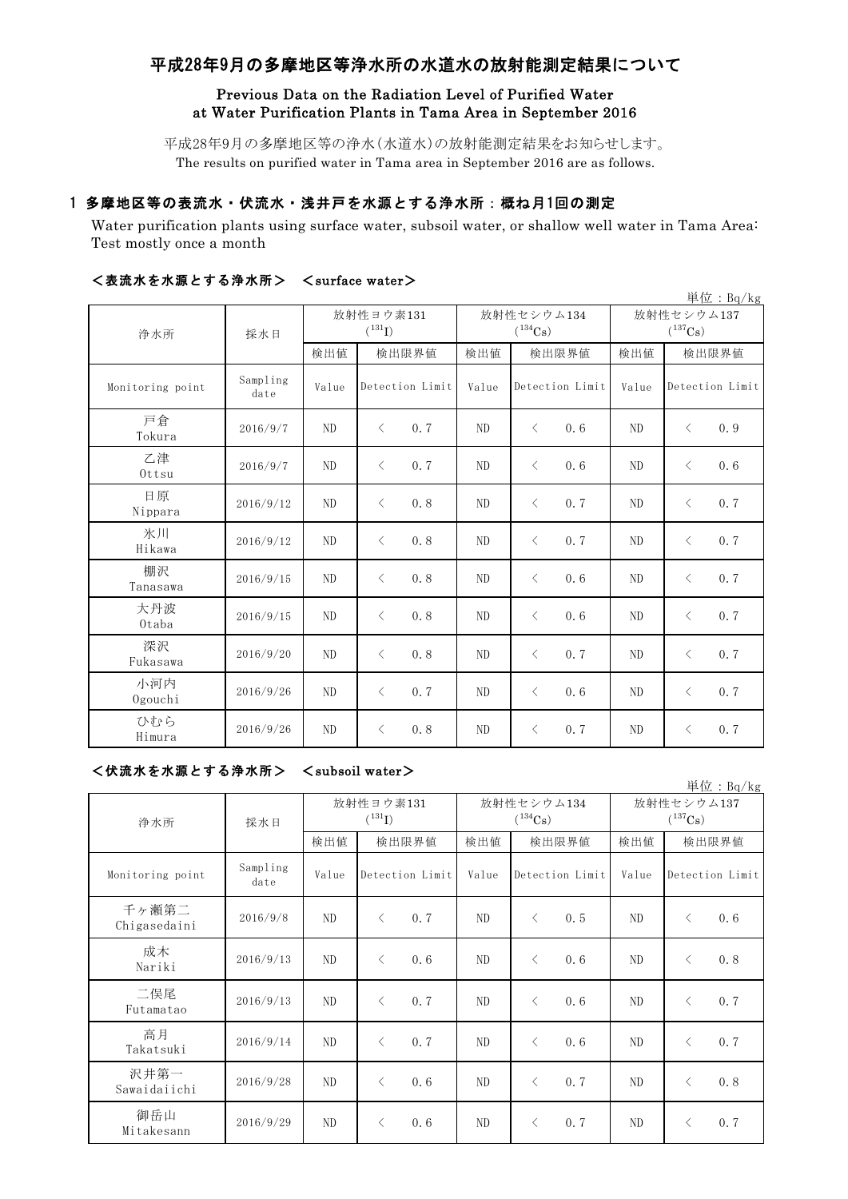# 平成28年9月の多摩地区等浄水所の水道水の放射能測定結果について

## Previous Data on the Radiation Level of Purified Water at Water Purification Plants in Tama Area in September 2016

平成28年9月の多摩地区等の浄水(水道水)の放射能測定結果をお知らせします。
The results on purified water in Tama area in September 2016 are as follows.

### 1 多摩地区等の表流水・伏流水・浅井戸を水源とする浄水所：概ね月1回の測定

Water purification plants using surface water, subsoil water, or shallow well water in Tama Area: Test mostly once a month

#### ＜表流水を水源とする浄水所＞　＜surface water＞

単位：Bq/kg

| 浄水所 | 採水日 | 放射性ヨウ素131 ($^{131}$I) | | 放射性セシウム134 ($^{134}$Cs) | | 放射性セシウム137 ($^{137}$Cs) | |
|---|---|---|---|---|---|---|---|
| | | 検出値 | 検出限界値 | 検出値 | 検出限界値 | 検出値 | 検出限界値 |
| Monitoring point | Sampling date | Value | Detection Limit | Value | Detection Limit | Value | Detection Limit |
| 戸倉 Tokura | 2016/9/7 | ND | ＜ 0.7 | ND | ＜ 0.6 | ND | ＜ 0.9 |
| 乙津 Ottsu | 2016/9/7 | ND | ＜ 0.7 | ND | ＜ 0.6 | ND | ＜ 0.6 |
| 日原 Nippara | 2016/9/12 | ND | ＜ 0.8 | ND | ＜ 0.7 | ND | ＜ 0.7 |
| 氷川 Hikawa | 2016/9/12 | ND | ＜ 0.8 | ND | ＜ 0.7 | ND | ＜ 0.7 |
| 棚沢 Tanasawa | 2016/9/15 | ND | ＜ 0.8 | ND | ＜ 0.6 | ND | ＜ 0.7 |
| 大丹波 Otaba | 2016/9/15 | ND | ＜ 0.8 | ND | ＜ 0.6 | ND | ＜ 0.7 |
| 深沢 Fukasawa | 2016/9/20 | ND | ＜ 0.8 | ND | ＜ 0.7 | ND | ＜ 0.7 |
| 小河内 Ogouchi | 2016/9/26 | ND | ＜ 0.7 | ND | ＜ 0.6 | ND | ＜ 0.7 |
| ひむら Himura | 2016/9/26 | ND | ＜ 0.8 | ND | ＜ 0.7 | ND | ＜ 0.7 |

#### ＜伏流水を水源とする浄水所＞　＜subsoil water＞

単位：Bq/kg

| 浄水所 | 採水日 | 放射性ヨウ素131 ($^{131}$I) | | 放射性セシウム134 ($^{134}$Cs) | | 放射性セシウム137 ($^{137}$Cs) | |
|---|---|---|---|---|---|---|---|
| | | 検出値 | 検出限界値 | 検出値 | 検出限界値 | 検出値 | 検出限界値 |
| Monitoring point | Sampling date | Value | Detection Limit | Value | Detection Limit | Value | Detection Limit |
| 千ヶ瀬第二 Chigasedaini | 2016/9/8 | ND | ＜ 0.7 | ND | ＜ 0.5 | ND | ＜ 0.6 |
| 成木 Nariki | 2016/9/13 | ND | ＜ 0.6 | ND | ＜ 0.6 | ND | ＜ 0.8 |
| 二俣尾 Futamatao | 2016/9/13 | ND | ＜ 0.7 | ND | ＜ 0.6 | ND | ＜ 0.7 |
| 高月 Takatsuki | 2016/9/14 | ND | ＜ 0.7 | ND | ＜ 0.6 | ND | ＜ 0.7 |
| 沢井第一 Sawaidaiichi | 2016/9/28 | ND | ＜ 0.6 | ND | ＜ 0.7 | ND | ＜ 0.8 |
| 御岳山 Mitakesann | 2016/9/29 | ND | ＜ 0.6 | ND | ＜ 0.7 | ND | ＜ 0.7 |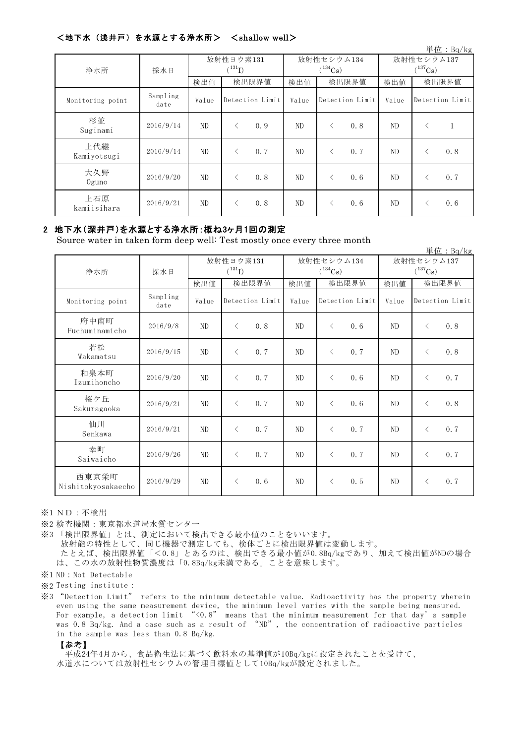＜地下水（浅井戸）を水源とする浄水所＞　＜shallow well＞

単位：Bq/kg

| 浄水所 | 採水日 | 放射性ヨウ素131 ($^{131}I$) | | 放射性セシウム134 ($^{134}Cs$) | | 放射性セシウム137 ($^{137}Cs$) | |
|---|---|---|---|---|---|---|---|
| | | 検出値 | 検出限界値 | 検出値 | 検出限界値 | 検出値 | 検出限界値 |
| Monitoring point | Sampling date | Value | Detection Limit | Value | Detection Limit | Value | Detection Limit |
| 杉並 Suginami | 2016/9/14 | ND | ＜ 0.9 | ND | ＜ 0.8 | ND | ＜ 1 |
| 上代継 Kamiyotsugi | 2016/9/14 | ND | ＜ 0.7 | ND | ＜ 0.7 | ND | ＜ 0.8 |
| 大久野 Oguno | 2016/9/20 | ND | ＜ 0.8 | ND | ＜ 0.6 | ND | ＜ 0.7 |
| 上石原 kamiisihara | 2016/9/21 | ND | ＜ 0.8 | ND | ＜ 0.6 | ND | ＜ 0.6 |

## 2 地下水(深井戸)を水源とする浄水所:概ね3ヶ月1回の測定

Source water in taken form deep well: Test mostly once every three month

単位：Bq/kg

| 浄水所 | 採水日 | 放射性ヨウ素131 ($^{131}I$) | | 放射性セシウム134 ($^{134}Cs$) | | 放射性セシウム137 ($^{137}Cs$) | |
|---|---|---|---|---|---|---|---|
| | | 検出値 | 検出限界値 | 検出値 | 検出限界値 | 検出値 | 検出限界値 |
| Monitoring point | Sampling date | Value | Detection Limit | Value | Detection Limit | Value | Detection Limit |
| 府中南町 Fuchuminamicho | 2016/9/8 | ND | ＜ 0.8 | ND | ＜ 0.6 | ND | ＜ 0.8 |
| 若松 Wakamatsu | 2016/9/15 | ND | ＜ 0.7 | ND | ＜ 0.7 | ND | ＜ 0.8 |
| 和泉本町 Izumihoncho | 2016/9/20 | ND | ＜ 0.7 | ND | ＜ 0.6 | ND | ＜ 0.7 |
| 桜ケ丘 Sakuragaoka | 2016/9/21 | ND | ＜ 0.7 | ND | ＜ 0.6 | ND | ＜ 0.8 |
| 仙川 Senkawa | 2016/9/21 | ND | ＜ 0.7 | ND | ＜ 0.7 | ND | ＜ 0.7 |
| 幸町 Saiwaicho | 2016/9/26 | ND | ＜ 0.7 | ND | ＜ 0.7 | ND | ＜ 0.7 |
| 西東京栄町 Nishitokyosakaecho | 2016/9/29 | ND | ＜ 0.6 | ND | ＜ 0.5 | ND | ＜ 0.7 |

※1 ＮＤ：不検出

※2 検査機関：東京都水道局水質センター

※3 「検出限界値」とは、測定において検出できる最小値のことをいいます。
放射能の特性として、同じ機器で測定しても、検体ごとに検出限界値は変動します。
たとえば、検出限界値「<0.8」とあるのは、検出できる最小値が0.8Bq/kgであり、加えて検出値がNDの場合は、この水の放射性物質濃度は「0.8Bq/kg未満である」ことを意味します。

※1 ND：Not Detectable

※2 Testing institute：

※3 "Detection Limit" refers to the minimum detectable value. Radioactivity has the property wherein even using the same measurement device, the minimum level varies with the sample being measured. For example, a detection limit "<0.8" means that the minimum measurement for that day's sample was 0.8 Bq/kg. And a case such as a result of "ND", the concentration of radioactive particles in the sample was less than 0.8 Bq/kg.

**【参考】**

平成24年4月から、食品衛生法に基づく飲料水の基準値が10Bq/kgに設定されたことを受けて、水道水については放射性セシウムの管理目標値として10Bq/kgが設定されました。